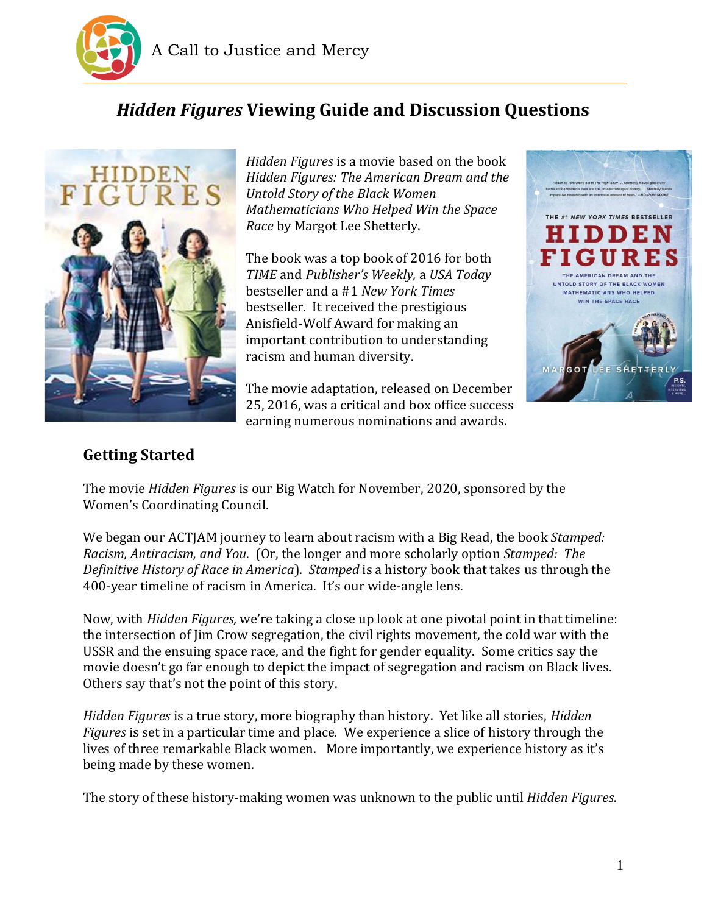A Call to Justice and Mercy

# *Hidden Figures* Viewing Guide and Discussion Questions

*Hidden Figures* is a movie based on the book *Hidden Figures: The American Dream and the Untold Story of the Black Women Mathematicians Who Helped Win the Space Race* by Margot Lee Shetterly.

The book was a top book of 2016 for both *TIME* and *Publisher's Weekly,* a *USA Today* bestseller and a #1 *New York Times* bestseller. It received the prestigious Anisfield-Wolf Award for making an important contribution to understanding racism and human diversity.

The movie adaptation, released on December 25, 2016, was a critical and box office success earning numerous nominations and awards.

## Getting Started

The movie *Hidden Figures* is our Big Watch for November, 2020, sponsored by the Women's Coordinating Council.

We began our ACTJAM journey to learn about racism with a Big Read, the book *Stamped: Racism, Antiracism, and You*. (Or, the longer and more scholarly option *Stamped: The Definitive History of Race in America*). *Stamped* is a history book that takes us through the 400-year timeline of racism in America. It's our wide-angle lens.

Now, with *Hidden Figures,* we're taking a close up look at one pivotal point in that timeline: the intersection of Jim Crow segregation, the civil rights movement, the cold war with the USSR and the ensuing space race, and the fight for gender equality. Some critics say the movie doesn't go far enough to depict the impact of segregation and racism on Black lives. Others say that's not the point of this story.

*Hidden Figures* is a true story, more biography than history. Yet like all stories, *Hidden Figures* is set in a particular time and place. We experience a slice of history through the lives of three remarkable Black women. More importantly, we experience history as it's being made by these women.

The story of these history-making women was unknown to the public until *Hidden Figures*.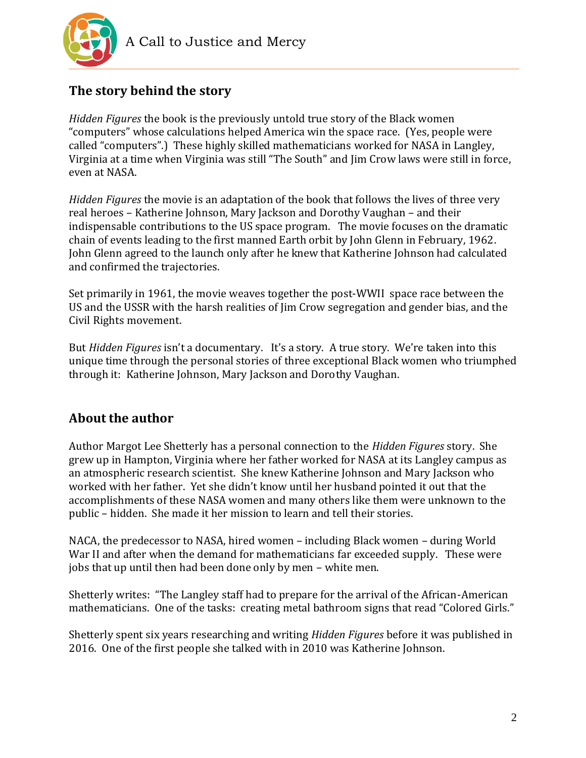## The story behind the story

*Hidden Figures* the book is the previously untold true story of the Black women "computers" whose calculations helped America win the space race. (Yes, people were called "computers".) These highly skilled mathematicians worked for NASA in Langley, Virginia at a time when Virginia was still "The South" and Jim Crow laws were still in force, even at NASA.

*Hidden Figures* the movie is an adaptation of the book that follows the lives of three very real heroes – Katherine Johnson, Mary Jackson and Dorothy Vaughan – and their indispensable contributions to the US space program. The movie focuses on the dramatic chain of events leading to the first manned Earth orbit by John Glenn in February, 1962. John Glenn agreed to the launch only after he knew that Katherine Johnson had calculated and confirmed the trajectories.

Set primarily in 1961, the movie weaves together the post-WWII space race between the US and the USSR with the harsh realities of Jim Crow segregation and gender bias, and the Civil Rights movement.

But *Hidden Figures* isn't a documentary. It's a story. A true story. We're taken into this unique time through the personal stories of three exceptional Black women who triumphed through it: Katherine Johnson, Mary Jackson and Dorothy Vaughan.

## About the author

Author Margot Lee Shetterly has a personal connection to the *Hidden Figures* story. She grew up in Hampton, Virginia where her father worked for NASA at its Langley campus as an atmospheric research scientist. She knew Katherine Johnson and Mary Jackson who worked with her father. Yet she didn't know until her husband pointed it out that the accomplishments of these NASA women and many others like them were unknown to the public – hidden. She made it her mission to learn and tell their stories.

NACA, the predecessor to NASA, hired women – including Black women – during World War II and after when the demand for mathematicians far exceeded supply. These were jobs that up until then had been done only by men – white men.

Shetterly writes: "The Langley staff had to prepare for the arrival of the African-American mathematicians. One of the tasks: creating metal bathroom signs that read "Colored Girls."

Shetterly spent six years researching and writing *Hidden Figures* before it was published in 2016. One of the first people she talked with in 2010 was Katherine Johnson.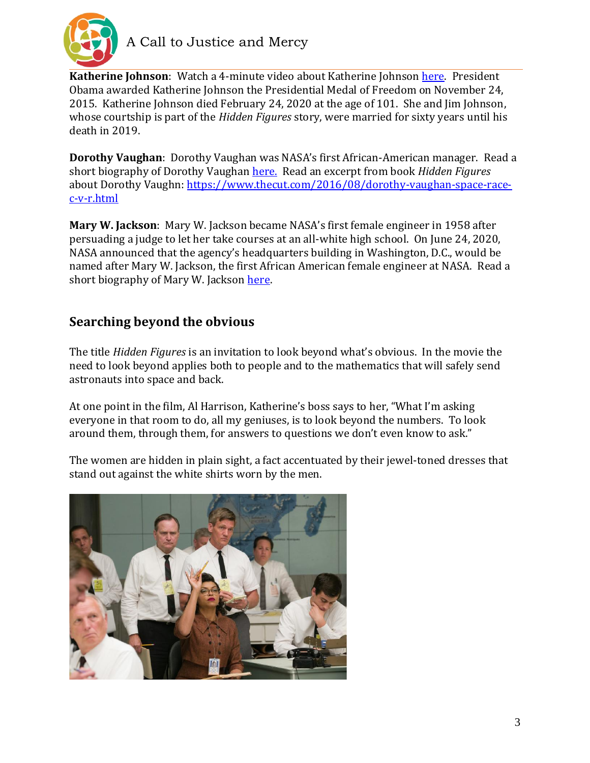**Katherine Johnson**: Watch a 4-minute video about Katherine Johnson here. President Obama awarded Katherine Johnson the Presidential Medal of Freedom on November 24, 2015. Katherine Johnson died February 24, 2020 at the age of 101. She and Jim Johnson, whose courtship is part of the *Hidden Figures* story, were married for sixty years until his death in 2019.

**Dorothy Vaughan**: Dorothy Vaughan was NASA's first African-American manager. Read a short biography of Dorothy Vaughan here. Read an excerpt from book *Hidden Figures* about Dorothy Vaughn: https://www.thecut.com/2016/08/dorothy-vaughan-space-race-c-v-r.html

**Mary W. Jackson**: Mary W. Jackson became NASA's first female engineer in 1958 after persuading a judge to let her take courses at an all-white high school. On June 24, 2020, NASA announced that the agency's headquarters building in Washington, D.C., would be named after Mary W. Jackson, the first African American female engineer at NASA. Read a short biography of Mary W. Jackson here.

## Searching beyond the obvious

The title *Hidden Figures* is an invitation to look beyond what's obvious. In the movie the need to look beyond applies both to people and to the mathematics that will safely send astronauts into space and back.

At one point in the film, Al Harrison, Katherine's boss says to her, "What I'm asking everyone in that room to do, all my geniuses, is to look beyond the numbers. To look around them, through them, for answers to questions we don't even know to ask."

The women are hidden in plain sight, a fact accentuated by their jewel-toned dresses that stand out against the white shirts worn by the men.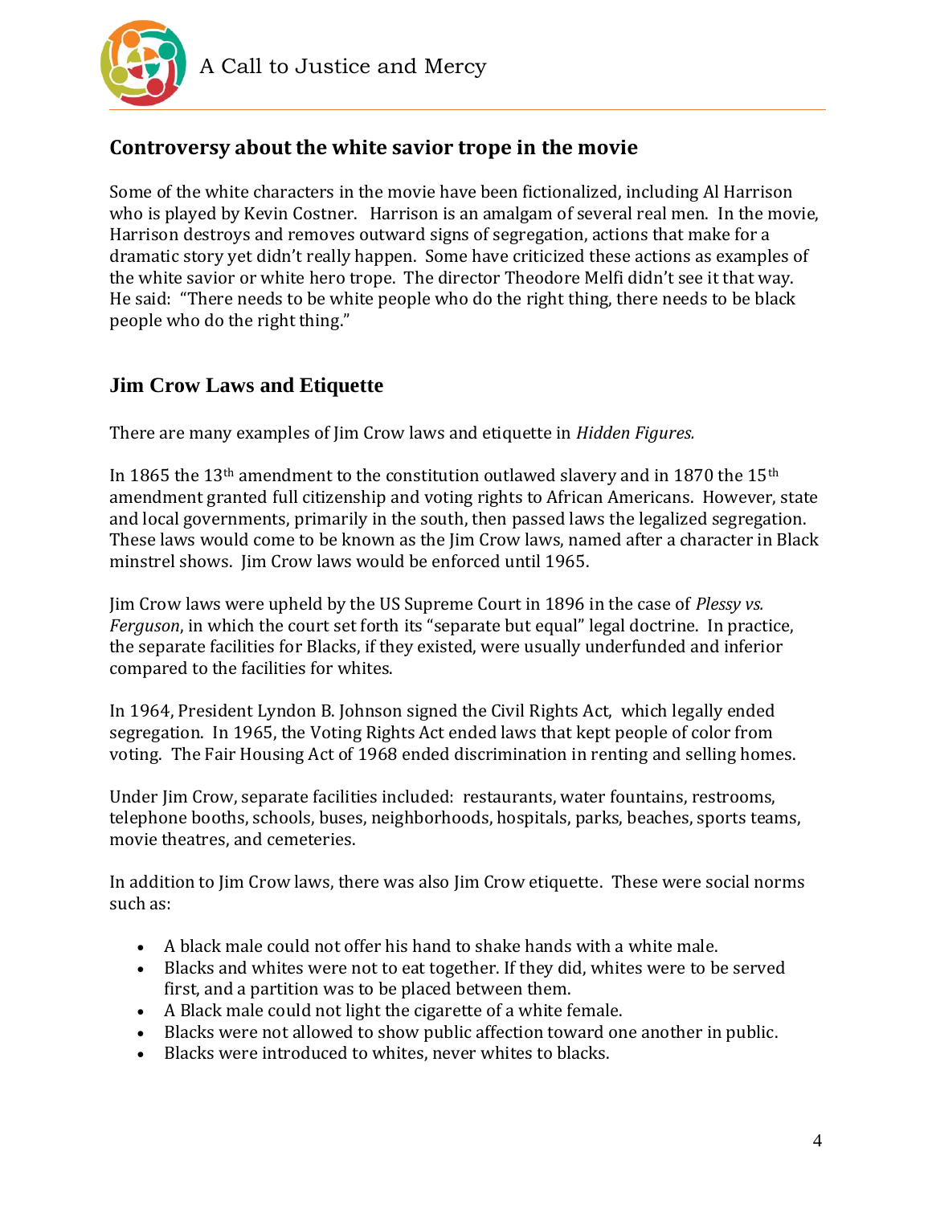## Controversy about the white savior trope in the movie

Some of the white characters in the movie have been fictionalized, including Al Harrison who is played by Kevin Costner. Harrison is an amalgam of several real men. In the movie, Harrison destroys and removes outward signs of segregation, actions that make for a dramatic story yet didn't really happen. Some have criticized these actions as examples of the white savior or white hero trope. The director Theodore Melfi didn't see it that way. He said: "There needs to be white people who do the right thing, there needs to be black people who do the right thing."

## Jim Crow Laws and Etiquette

There are many examples of Jim Crow laws and etiquette in *Hidden Figures.*

In 1865 the 13th amendment to the constitution outlawed slavery and in 1870 the 15th amendment granted full citizenship and voting rights to African Americans. However, state and local governments, primarily in the south, then passed laws the legalized segregation. These laws would come to be known as the Jim Crow laws, named after a character in Black minstrel shows. Jim Crow laws would be enforced until 1965.

Jim Crow laws were upheld by the US Supreme Court in 1896 in the case of *Plessy vs. Ferguson*, in which the court set forth its "separate but equal" legal doctrine. In practice, the separate facilities for Blacks, if they existed, were usually underfunded and inferior compared to the facilities for whites.

In 1964, President Lyndon B. Johnson signed the Civil Rights Act, which legally ended segregation. In 1965, the Voting Rights Act ended laws that kept people of color from voting. The Fair Housing Act of 1968 ended discrimination in renting and selling homes.

Under Jim Crow, separate facilities included: restaurants, water fountains, restrooms, telephone booths, schools, buses, neighborhoods, hospitals, parks, beaches, sports teams, movie theatres, and cemeteries.

In addition to Jim Crow laws, there was also Jim Crow etiquette. These were social norms such as:

- A black male could not offer his hand to shake hands with a white male.
- Blacks and whites were not to eat together. If they did, whites were to be served first, and a partition was to be placed between them.
- A Black male could not light the cigarette of a white female.
- Blacks were not allowed to show public affection toward one another in public.
- Blacks were introduced to whites, never whites to blacks.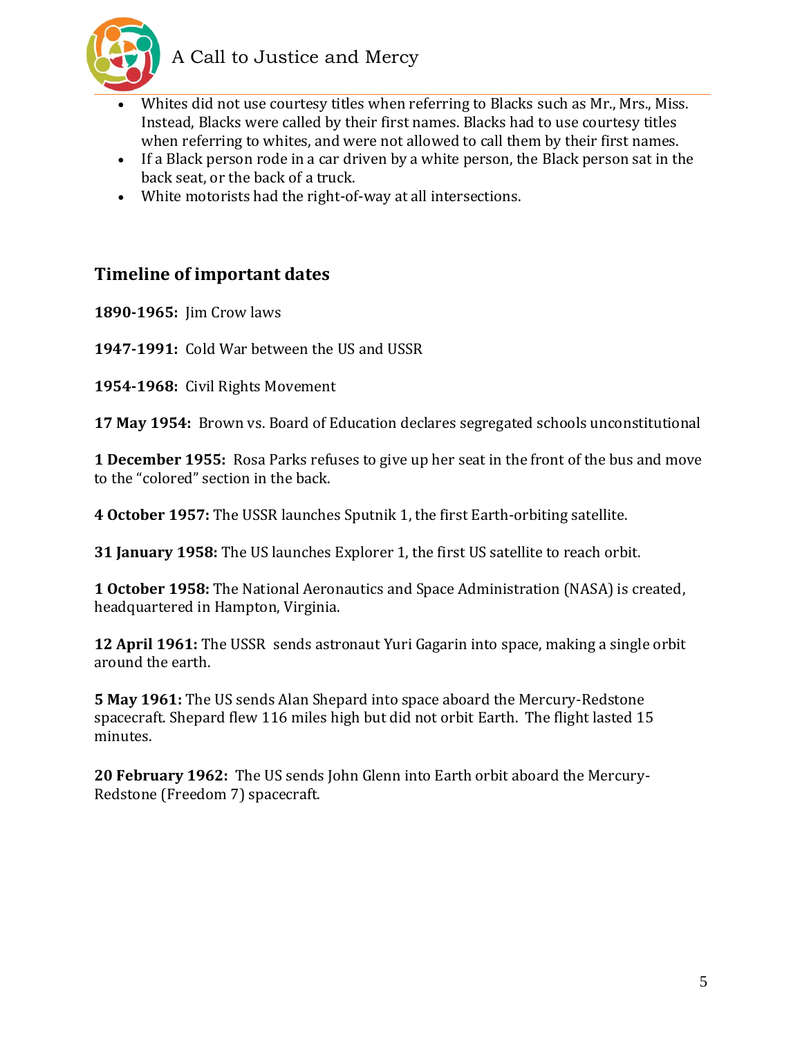- Whites did not use courtesy titles when referring to Blacks such as Mr., Mrs., Miss. Instead, Blacks were called by their first names. Blacks had to use courtesy titles when referring to whites, and were not allowed to call them by their first names.
- If a Black person rode in a car driven by a white person, the Black person sat in the back seat, or the back of a truck.
- White motorists had the right-of-way at all intersections.

## Timeline of important dates

**1890-1965:** Jim Crow laws

**1947-1991:** Cold War between the US and USSR

**1954-1968:** Civil Rights Movement

**17 May 1954:** Brown vs. Board of Education declares segregated schools unconstitutional

**1 December 1955:** Rosa Parks refuses to give up her seat in the front of the bus and move to the "colored" section in the back.

**4 October 1957:** The USSR launches Sputnik 1, the first Earth-orbiting satellite.

**31 January 1958:** The US launches Explorer 1, the first US satellite to reach orbit.

**1 October 1958:** The National Aeronautics and Space Administration (NASA) is created, headquartered in Hampton, Virginia.

**12 April 1961:** The USSR sends astronaut Yuri Gagarin into space, making a single orbit around the earth.

**5 May 1961:** The US sends Alan Shepard into space aboard the Mercury-Redstone spacecraft. Shepard flew 116 miles high but did not orbit Earth. The flight lasted 15 minutes.

**20 February 1962:** The US sends John Glenn into Earth orbit aboard the Mercury-Redstone (Freedom 7) spacecraft.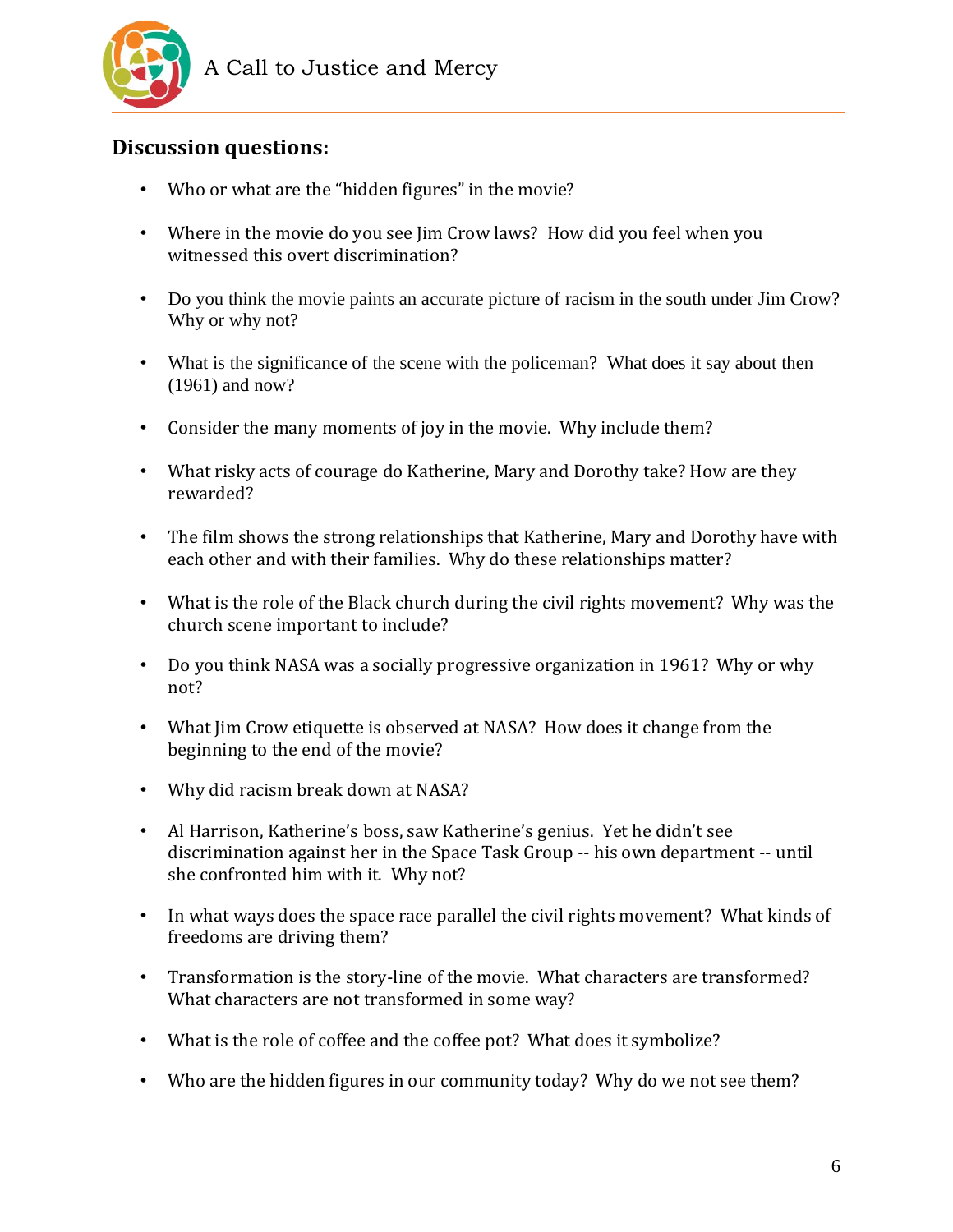**Discussion questions:**

- Who or what are the "hidden figures" in the movie?
- Where in the movie do you see Jim Crow laws? How did you feel when you witnessed this overt discrimination?
- Do you think the movie paints an accurate picture of racism in the south under Jim Crow? Why or why not?
- What is the significance of the scene with the policeman? What does it say about then (1961) and now?
- Consider the many moments of joy in the movie. Why include them?
- What risky acts of courage do Katherine, Mary and Dorothy take? How are they rewarded?
- The film shows the strong relationships that Katherine, Mary and Dorothy have with each other and with their families. Why do these relationships matter?
- What is the role of the Black church during the civil rights movement? Why was the church scene important to include?
- Do you think NASA was a socially progressive organization in 1961? Why or why not?
- What Jim Crow etiquette is observed at NASA? How does it change from the beginning to the end of the movie?
- Why did racism break down at NASA?
- Al Harrison, Katherine's boss, saw Katherine's genius. Yet he didn't see discrimination against her in the Space Task Group -- his own department -- until she confronted him with it. Why not?
- In what ways does the space race parallel the civil rights movement? What kinds of freedoms are driving them?
- Transformation is the story-line of the movie. What characters are transformed? What characters are not transformed in some way?
- What is the role of coffee and the coffee pot? What does it symbolize?
- Who are the hidden figures in our community today? Why do we not see them?